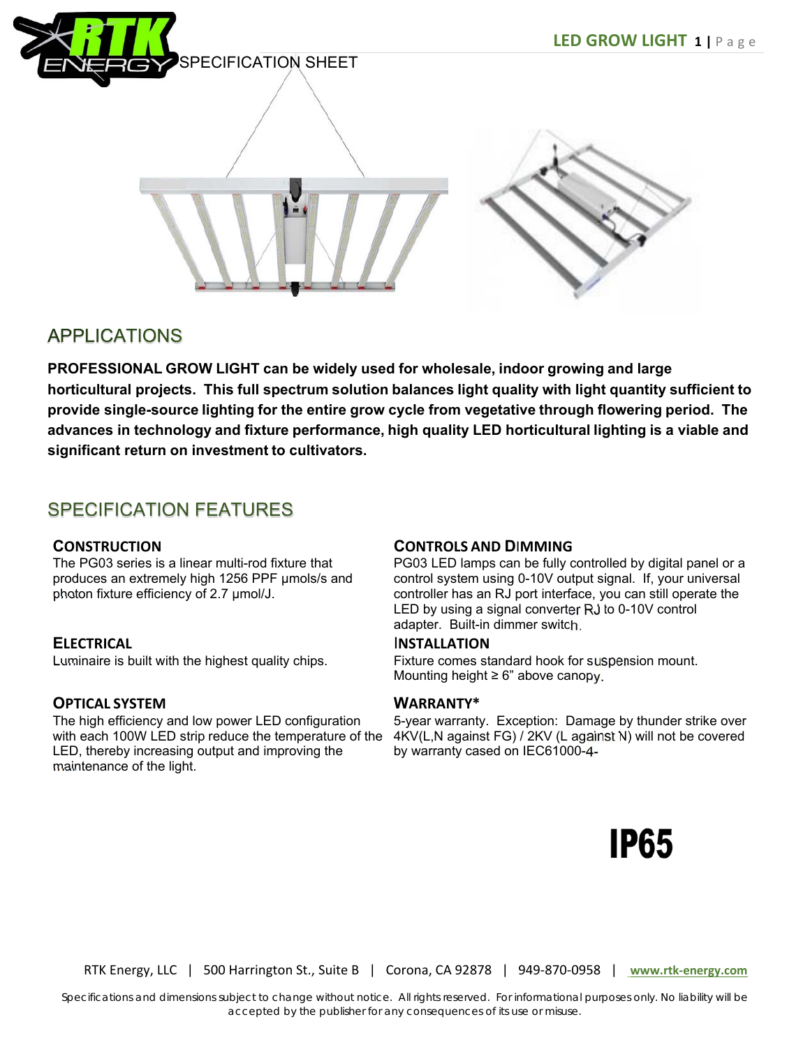SPECIFICATION SHEET

## APPLICATIONS

**PROFESSIONAL GROW LIGHT can be widely used for wholesale, indoor growing and large horticultural projects. This full spectrum solution balances light quality with light quantity sufficient to provide single-source lighting for the entire grow cycle from vegetative through flowering period. The advances in technology and fixture performance, high quality LED horticultural lighting is a viable and significant return on investment to cultivators.**

## SPECIFICATION FEATURES

### CONSTRUCTION

The PG03 series is a linear multi-rod fixture that produces an extremely high 1256 PPF μmols/s and photon fixture efficiency of 2.7 μmol/J.

### ELECTRICAL

Luminaire is built with the highest quality chips.

### OPTICAL SYSTEM

The high efficiency and low power LED configuration with each 100W LED strip reduce the temperature of the LED, thereby increasing output and improving the maintenance of the light.

### CONTROLS AND DIMMING

PG03 LED lamps can be fully controlled by digital panel or a control system using 0-10V output signal. If, your universal controller has an RJ port interface, you can still operate the LED by using a signal converter RJ to 0-10V control adapter. Built-in dimmer switch.

### INSTALLATION

Fixture comes standard hook for suspension mount. Mounting height ≥ 6" above canopy.

### WARRANTY*

5-year warranty. Exception: Damage by thunder strike over 4KV(L,N against FG) / 2KV (L against N) will not be covered by warranty cased on IEC61000-4-

**IP65**

RTK Energy, LLC | 500 Harrington St., Suite B | Corona, CA 92878 | 949-870-0958 | www.rtk-energy.com

Specifications and dimensions subject to change without notice. All rights reserved. For informational purposes only. No liability will be accepted by the publisher for any consequences of its use or misuse.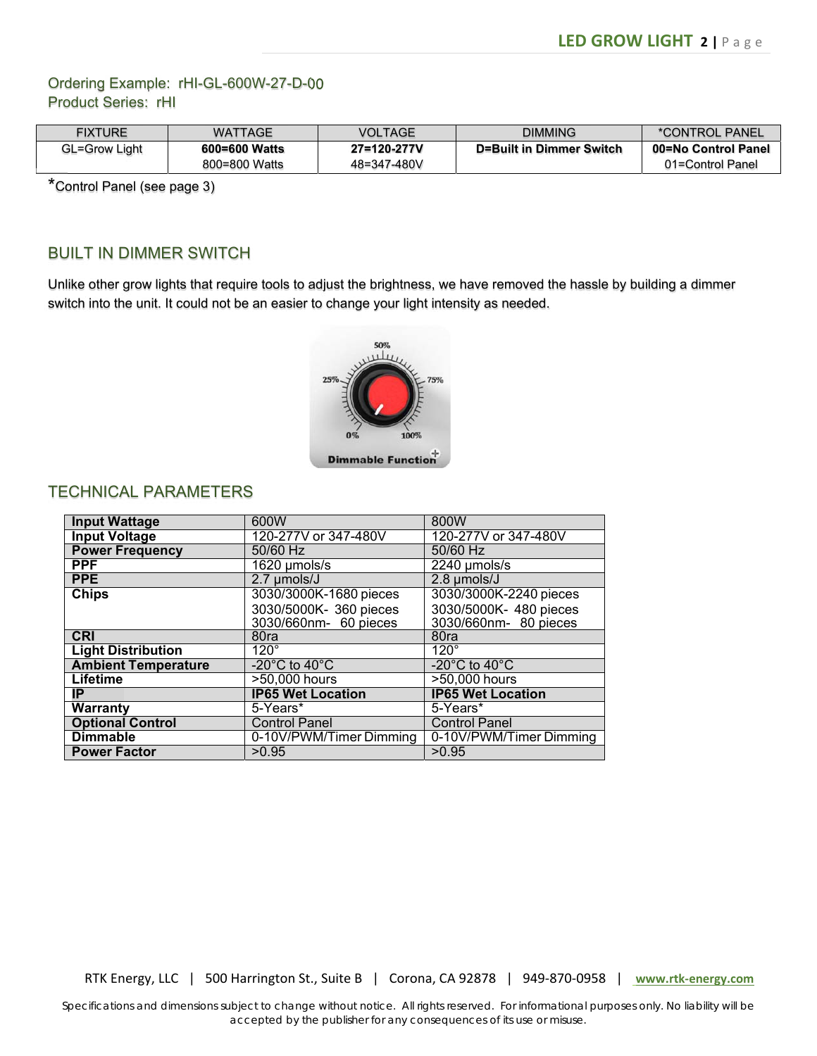Ordering Example: rHI-GL-600W-27-D-00
Product Series: rHI

| FIXTURE | WATTAGE | VOLTAGE | DIMMING | *CONTROL PANEL |
|---|---|---|---|---|
| GL=Grow Light | **600=600 Watts** | **27=120-277V** | **D=Built in Dimmer Switch** | **00=No Control Panel** |
| | 800=800 Watts | 48=347-480V | | 01=Control Panel |

*Control Panel (see page 3)

## BUILT IN DIMMER SWITCH

Unlike other grow lights that require tools to adjust the brightness, we have removed the hassle by building a dimmer switch into the unit. It could not be an easier to change your light intensity as needed.

## TECHNICAL PARAMETERS

| | 600W | 800W |
|---|---|---|
| **Input Wattage** | 600W | 800W |
| **Input Voltage** | 120-277V or 347-480V | 120-277V or 347-480V |
| **Power Frequency** | 50/60 Hz | 50/60 Hz |
| **PPF** | 1620 μmols/s | 2240 μmols/s |
| **PPE** | 2.7 μmols/J | 2.8 μmols/J |
| **Chips** | 3030/3000K-1680 pieces<br>3030/5000K- 360 pieces<br>3030/660nm- 60 pieces | 3030/3000K-2240 pieces<br>3030/5000K- 480 pieces<br>3030/660nm- 80 pieces |
| **CRI** | 80ra | 80ra |
| **Light Distribution** | 120° | 120° |
| **Ambient Temperature** | -20°C to 40°C | -20°C to 40°C |
| **Lifetime** | >50,000 hours | >50,000 hours |
| **IP** | **IP65 Wet Location** | **IP65 Wet Location** |
| **Warranty** | 5-Years* | 5-Years* |
| **Optional Control** | Control Panel | Control Panel |
| **Dimmable** | 0-10V/PWM/Timer Dimming | 0-10V/PWM/Timer Dimming |
| **Power Factor** | >0.95 | >0.95 |

RTK Energy, LLC | 500 Harrington St., Suite B | Corona, CA 92878 | 949-870-0958 | www.rtk-energy.com

Specifications and dimensions subject to change without notice. All rights reserved. For informational purposes only. No liability will be accepted by the publisher for any consequences of its use or misuse.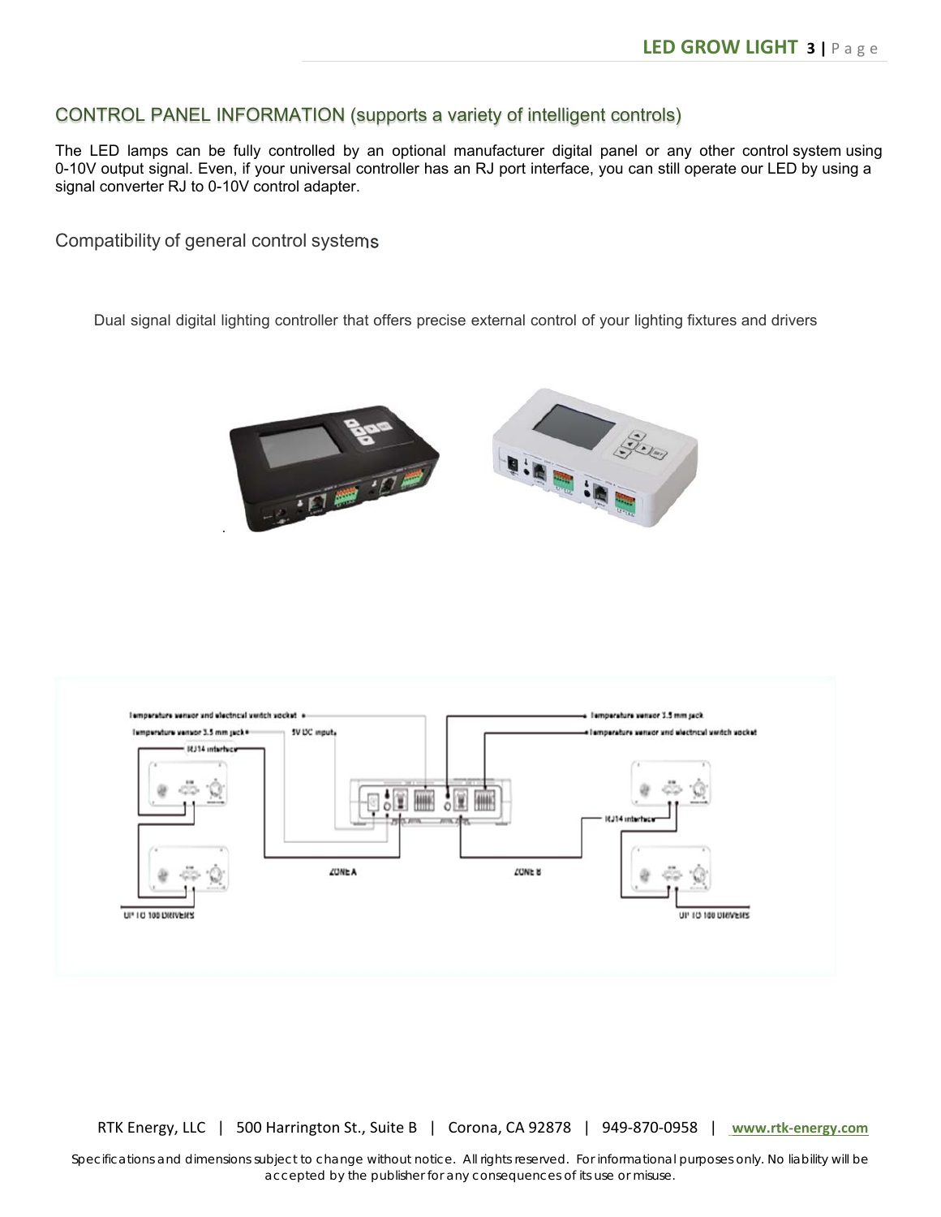## CONTROL PANEL INFORMATION (supports a variety of intelligent controls)

The LED lamps can be fully controlled by an optional manufacturer digital panel or any other control system using 0-10V output signal. Even, if your universal controller has an RJ port interface, you can still operate our LED by using a signal converter RJ to 0-10V control adapter.

### Compatibility of general control systems

Dual signal digital lighting controller that offers precise external control of your lighting fixtures and drivers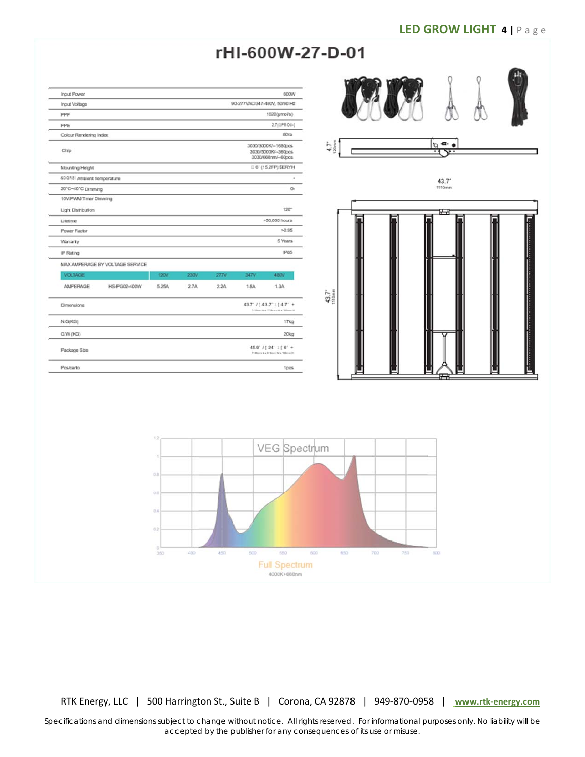# rHI-600W-27-D-01

| | |
|---|---|
| Input Power | 600W |
| Input Voltage | 90-277VAC/347-480V, 50/60 Hz |
| PPF | 1620(μmol/s) |
| PPE | 2.7(μPRO/J) |
| Colour Rendering Index | 80ra |
| Chip | 3030/3000K/~1680pcs<br>3030/5000K/~360pcs<br>3030/660nm/~60pcs |
| Mounting Height | □ 6' (15.2FP) SERYH |
| 40Q88 Ambient Temperature | - |
| 20°C~40°C Dimming | O- |
| 10V/PWM/Timer Dimming | |
| Light Distribution | 120° |
| Lifetime | >50,000 hours |
| Power Factor | >0.95 |
| Warranty | 5 Years |
| IP Rating | IP65 |

MAX AMPERAGE BY VOLTAGE SERVICE

| VOLTAGE | | 120V | 230V | 277V | 347V | 480V |
|---|---|---|---|---|---|---|
| AMPERAGE | HS-PG02-400W | 5.25A | 2.7A | 2.2A | 1.8A | 1.3A |

| | |
|---|---|
| Dimensions | 43.7" / [ 43.7" : [ 4.7" + |
| N.G(KG) | 17kg |
| G.W (KG) | 20kg |
| Package Size | 45.9" / [ 24" : [ 6" + |
| Pcs/carto | 1pcs |

4.7" 120mm

43.7" 1110mm

43.7" 1110mm

VEG Spectrum

Full Spectrum

4000K+660nm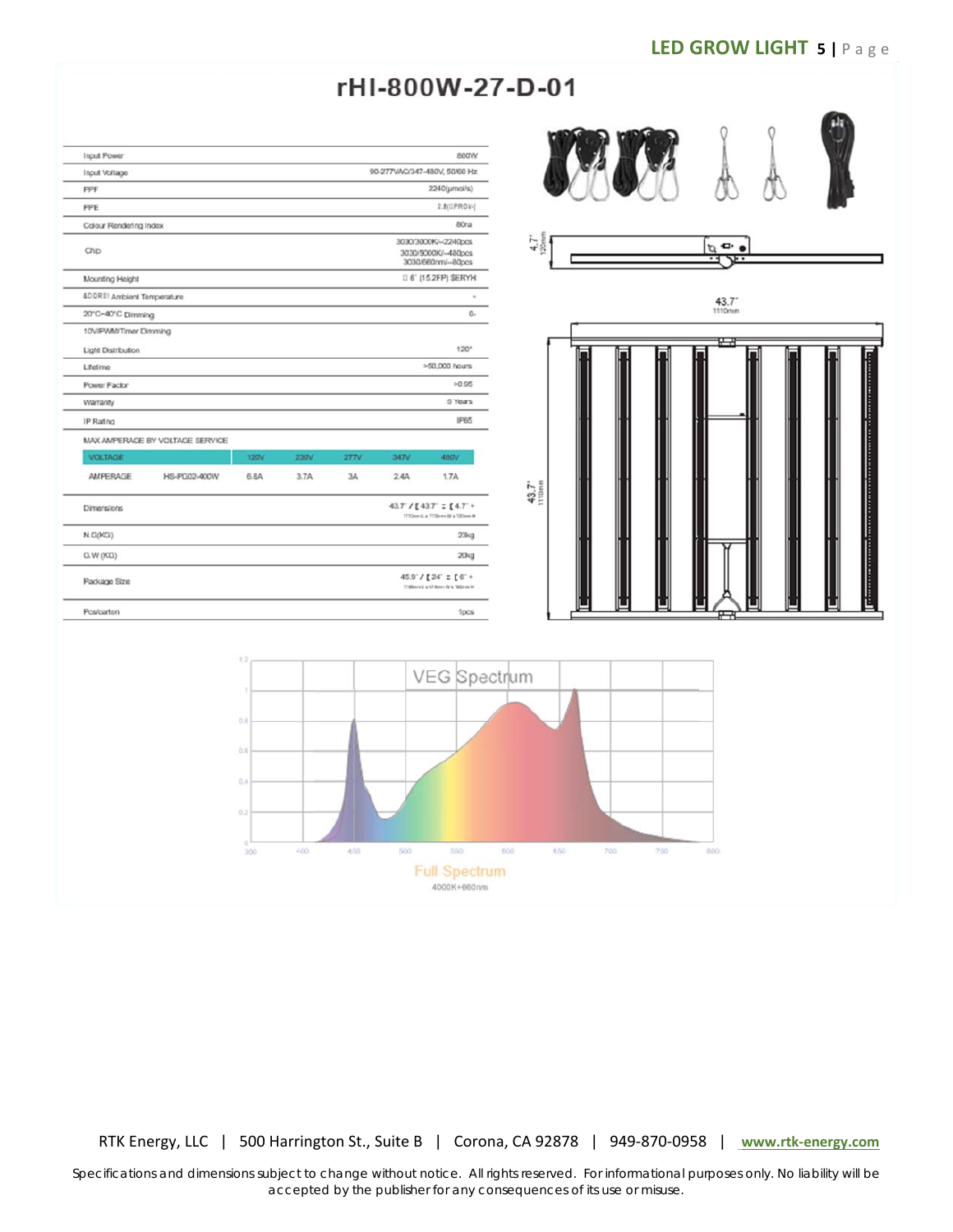# rHI-800W-27-D-01

| | | | | | | |
|---|---|---|---|---|---|---|
| Input Power | | | | | | 800W |
| Input Voltage | | | | | | 90-277VAC/347-480V, 50/60 Hz |
| PPF | | | | | | 2240(µmol/s) |
| PPE | | | | | | 2.8(PROV) |
| Colour Rendering Index | | | | | | 80ra |
| Chip | | | | | | 3030/3000K/~2240pcs 3030/5000K/~480pcs 3030/660nm/~80pcs |
| Mounting Height | | | | | | 6" (15.2FP) SERYH |
| ADDRSI Ambient Temperature | | | | | | - |
| 20°C~40°C Dimming | | | | | | 0- |
| 10V/PWM/Timer Dimming | | | | | | |
| Light Distribution | | | | | | 120° |
| Lifetime | | | | | | >50,000 hours |
| Power Factor | | | | | | >0.95 |
| Warranty | | | | | | 5 Years |
| IP Rating | | | | | | IP65 |
| MAX AMPERAGE BY VOLTAGE SERVICE | | | | | | |
| VOLTAGE | | 120V | 230V | 277V | 347V | 480V |
| AMPERAGE | HS-PG02-400W | 6.8A | 3.7A | 3A | 2.4A | 1.7A |
| Dimensions | | | | | | 43.7" / [ 43.7" = [ 4.7" + 1110mm L x 1110mm W x 120mm H |
| N.G(KG) | | | | | | 23kg |
| G.W (KG) | | | | | | 20kg |
| Package Size | | | | | | 45.9" / [ 24" = [ 6" + |
| Pcs/carton | | | | | | 1pcs |

4.7" 120mm

43.7" 1110mm

43.7" 1110mm

VEG Spectrum

1.2
1
0.8
0.6
0.4
0.2
0

350 400 450 500 550 600 650 700 750 800

Full Spectrum
4000K+660nm

RTK Energy, LLC | 500 Harrington St., Suite B | Corona, CA 92878 | 949-870-0958 | www.rtk-energy.com

Specifications and dimensions subject to change without notice. All rights reserved. For informational purposes only. No liability will be accepted by the publisher for any consequences of its use or misuse.